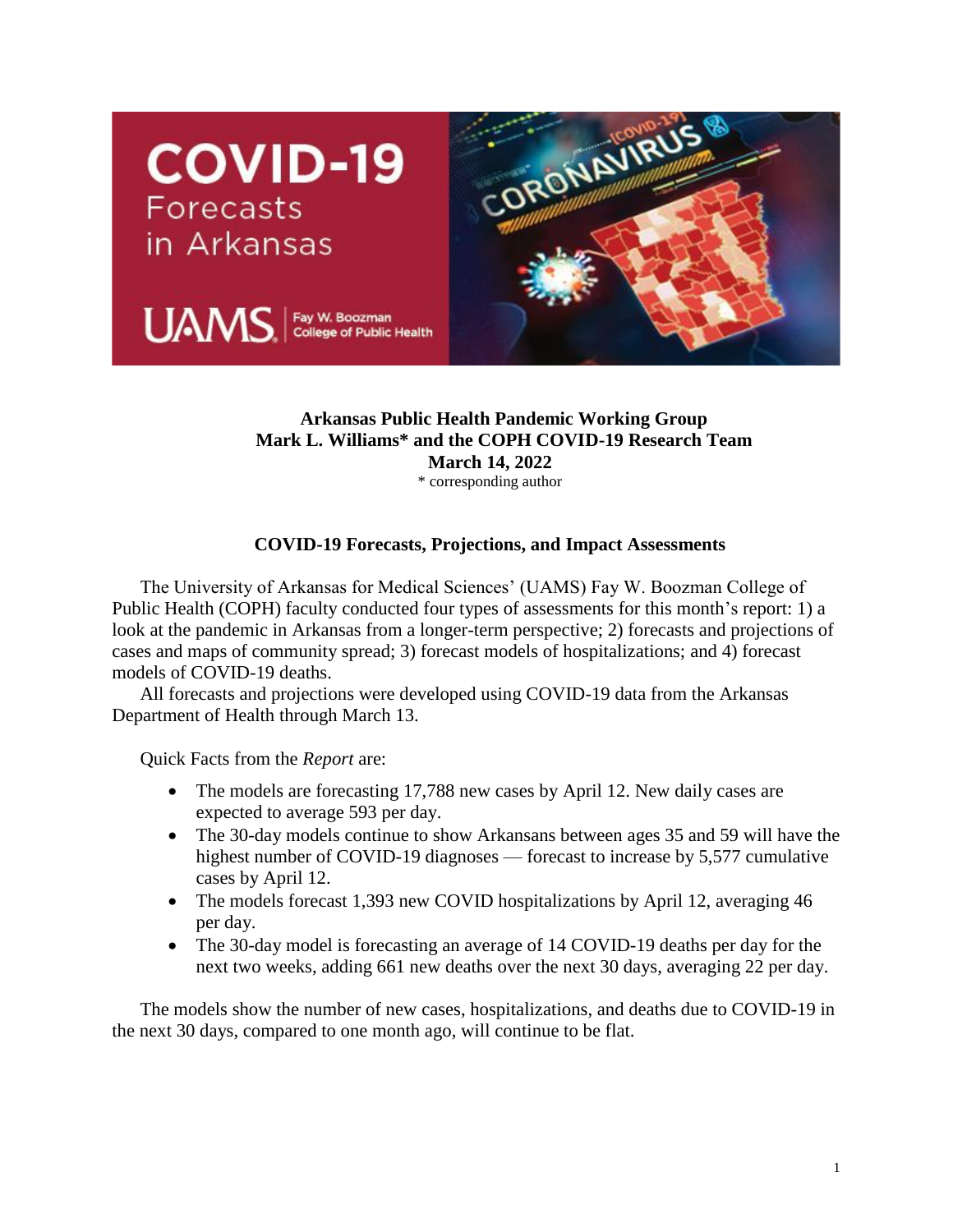# COVID-19 Forecasts in Arkansas

UAMS | Fay W. Boozman College of Public Health

**Arkansas Public Health Pandemic Working Group**
**Mark L. Williams* and the COPH COVID-19 Research Team**
**March 14, 2022**
* corresponding author

## COVID-19 Forecasts, Projections, and Impact Assessments

The University of Arkansas for Medical Sciences' (UAMS) Fay W. Boozman College of Public Health (COPH) faculty conducted four types of assessments for this month's report: 1) a look at the pandemic in Arkansas from a longer-term perspective; 2) forecasts and projections of cases and maps of community spread; 3) forecast models of hospitalizations; and 4) forecast models of COVID-19 deaths.

All forecasts and projections were developed using COVID-19 data from the Arkansas Department of Health through March 13.

Quick Facts from the *Report* are:

- The models are forecasting 17,788 new cases by April 12. New daily cases are expected to average 593 per day.
- The 30-day models continue to show Arkansans between ages 35 and 59 will have the highest number of COVID-19 diagnoses — forecast to increase by 5,577 cumulative cases by April 12.
- The models forecast 1,393 new COVID hospitalizations by April 12, averaging 46 per day.
- The 30-day model is forecasting an average of 14 COVID-19 deaths per day for the next two weeks, adding 661 new deaths over the next 30 days, averaging 22 per day.

The models show the number of new cases, hospitalizations, and deaths due to COVID-19 in the next 30 days, compared to one month ago, will continue to be flat.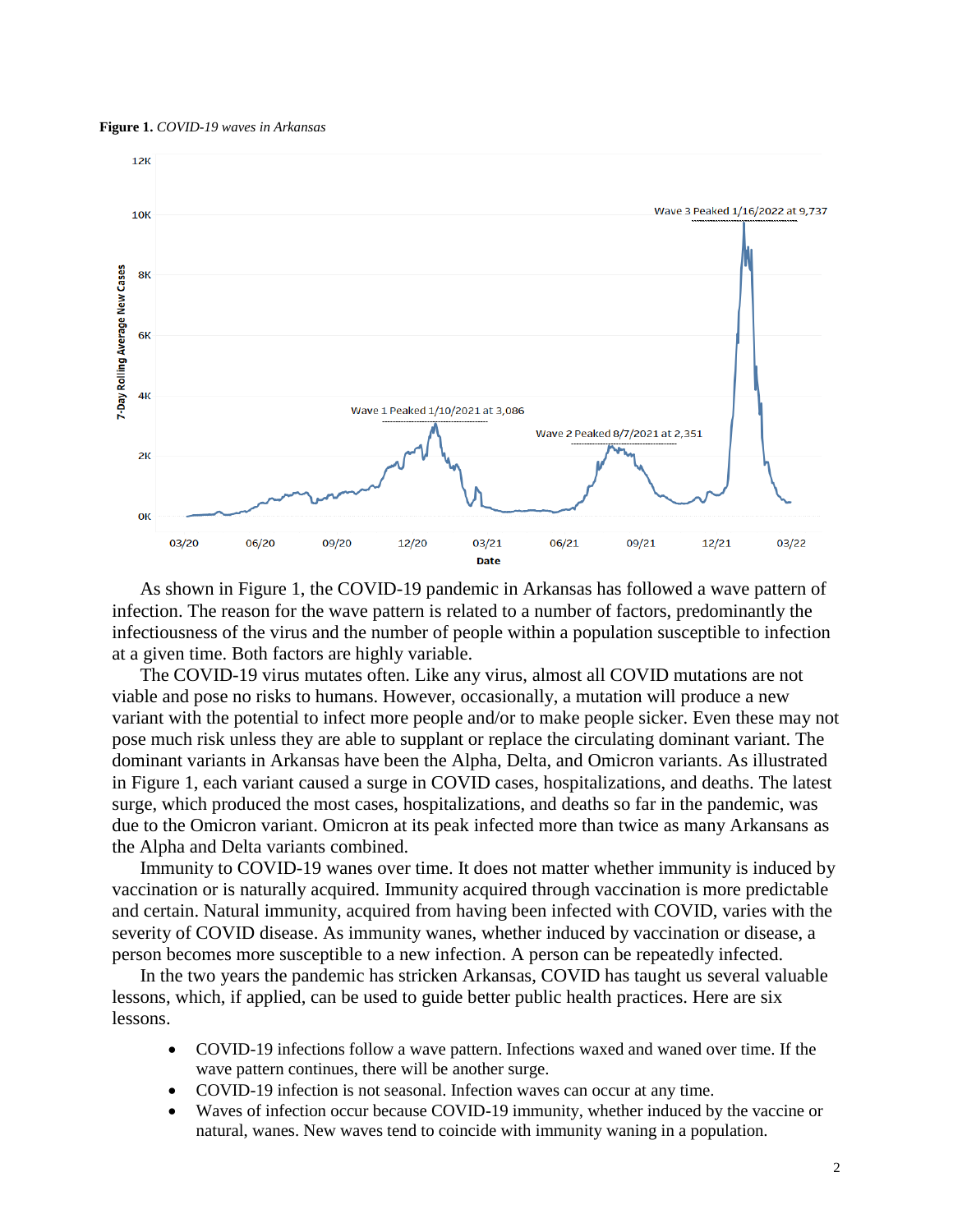**Figure 1.** *COVID-19 waves in Arkansas*

As shown in Figure 1, the COVID-19 pandemic in Arkansas has followed a wave pattern of infection. The reason for the wave pattern is related to a number of factors, predominantly the infectiousness of the virus and the number of people within a population susceptible to infection at a given time. Both factors are highly variable.

The COVID-19 virus mutates often. Like any virus, almost all COVID mutations are not viable and pose no risks to humans. However, occasionally, a mutation will produce a new variant with the potential to infect more people and/or to make people sicker. Even these may not pose much risk unless they are able to supplant or replace the circulating dominant variant. The dominant variants in Arkansas have been the Alpha, Delta, and Omicron variants. As illustrated in Figure 1, each variant caused a surge in COVID cases, hospitalizations, and deaths. The latest surge, which produced the most cases, hospitalizations, and deaths so far in the pandemic, was due to the Omicron variant. Omicron at its peak infected more than twice as many Arkansans as the Alpha and Delta variants combined.

Immunity to COVID-19 wanes over time. It does not matter whether immunity is induced by vaccination or is naturally acquired. Immunity acquired through vaccination is more predictable and certain. Natural immunity, acquired from having been infected with COVID, varies with the severity of COVID disease. As immunity wanes, whether induced by vaccination or disease, a person becomes more susceptible to a new infection. A person can be repeatedly infected.

In the two years the pandemic has stricken Arkansas, COVID has taught us several valuable lessons, which, if applied, can be used to guide better public health practices. Here are six lessons.

- COVID-19 infections follow a wave pattern. Infections waxed and waned over time. If the wave pattern continues, there will be another surge.
- COVID-19 infection is not seasonal. Infection waves can occur at any time.
- Waves of infection occur because COVID-19 immunity, whether induced by the vaccine or natural, wanes. New waves tend to coincide with immunity waning in a population.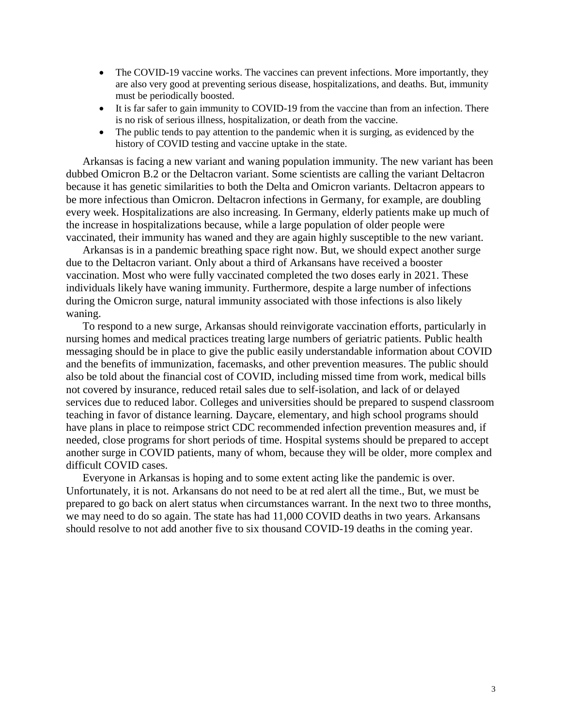- The COVID-19 vaccine works. The vaccines can prevent infections. More importantly, they are also very good at preventing serious disease, hospitalizations, and deaths. But, immunity must be periodically boosted.
- It is far safer to gain immunity to COVID-19 from the vaccine than from an infection. There is no risk of serious illness, hospitalization, or death from the vaccine.
- The public tends to pay attention to the pandemic when it is surging, as evidenced by the history of COVID testing and vaccine uptake in the state.

Arkansas is facing a new variant and waning population immunity. The new variant has been dubbed Omicron B.2 or the Deltacron variant. Some scientists are calling the variant Deltacron because it has genetic similarities to both the Delta and Omicron variants. Deltacron appears to be more infectious than Omicron. Deltacron infections in Germany, for example, are doubling every week. Hospitalizations are also increasing. In Germany, elderly patients make up much of the increase in hospitalizations because, while a large population of older people were vaccinated, their immunity has waned and they are again highly susceptible to the new variant.

Arkansas is in a pandemic breathing space right now. But, we should expect another surge due to the Deltacron variant. Only about a third of Arkansans have received a booster vaccination. Most who were fully vaccinated completed the two doses early in 2021. These individuals likely have waning immunity. Furthermore, despite a large number of infections during the Omicron surge, natural immunity associated with those infections is also likely waning.

To respond to a new surge, Arkansas should reinvigorate vaccination efforts, particularly in nursing homes and medical practices treating large numbers of geriatric patients. Public health messaging should be in place to give the public easily understandable information about COVID and the benefits of immunization, facemasks, and other prevention measures. The public should also be told about the financial cost of COVID, including missed time from work, medical bills not covered by insurance, reduced retail sales due to self-isolation, and lack of or delayed services due to reduced labor. Colleges and universities should be prepared to suspend classroom teaching in favor of distance learning. Daycare, elementary, and high school programs should have plans in place to reimpose strict CDC recommended infection prevention measures and, if needed, close programs for short periods of time. Hospital systems should be prepared to accept another surge in COVID patients, many of whom, because they will be older, more complex and difficult COVID cases.

Everyone in Arkansas is hoping and to some extent acting like the pandemic is over. Unfortunately, it is not. Arkansans do not need to be at red alert all the time., But, we must be prepared to go back on alert status when circumstances warrant. In the next two to three months, we may need to do so again. The state has had 11,000 COVID deaths in two years. Arkansans should resolve to not add another five to six thousand COVID-19 deaths in the coming year.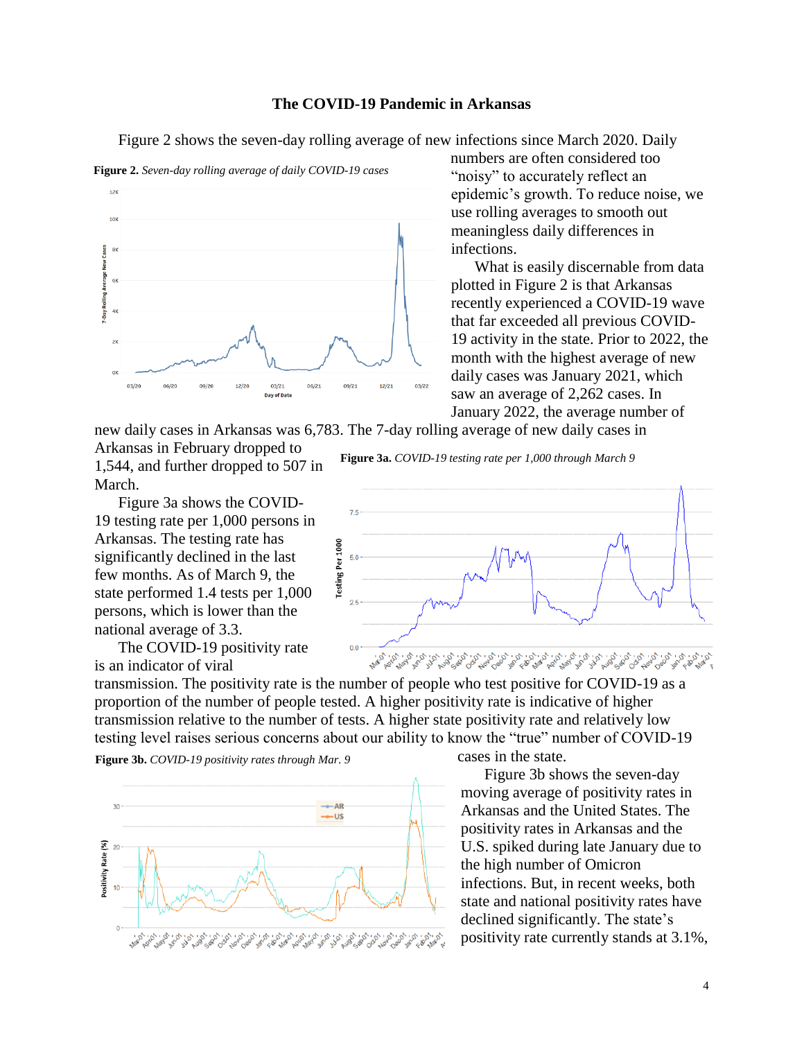## The COVID-19 Pandemic in Arkansas

Figure 2 shows the seven-day rolling average of new infections since March 2020. Daily numbers are often considered too "noisy" to accurately reflect an epidemic's growth. To reduce noise, we use rolling averages to smooth out meaningless daily differences in infections.

**Figure 2.** *Seven-day rolling average of daily COVID-19 cases*

What is easily discernable from data plotted in Figure 2 is that Arkansas recently experienced a COVID-19 wave that far exceeded all previous COVID-19 activity in the state. Prior to 2022, the month with the highest average of new daily cases was January 2021, which saw an average of 2,262 cases. In January 2022, the average number of new daily cases in Arkansas was 6,783. The 7-day rolling average of new daily cases in Arkansas in February dropped to 1,544, and further dropped to 507 in March.

**Figure 3a.** *COVID-19 testing rate per 1,000 through March 9*

Figure 3a shows the COVID-19 testing rate per 1,000 persons in Arkansas. The testing rate has significantly declined in the last few months. As of March 9, the state performed 1.4 tests per 1,000 persons, which is lower than the national average of 3.3.

The COVID-19 positivity rate is an indicator of viral transmission. The positivity rate is the number of people who test positive for COVID-19 as a proportion of the number of people tested. A higher positivity rate is indicative of higher transmission relative to the number of tests. A higher state positivity rate and relatively low testing level raises serious concerns about our ability to know the "true" number of COVID-19 cases in the state.

**Figure 3b.** *COVID-19 positivity rates through Mar. 9*

Figure 3b shows the seven-day moving average of positivity rates in Arkansas and the United States. The positivity rates in Arkansas and the U.S. spiked during late January due to the high number of Omicron infections. But, in recent weeks, both state and national positivity rates have declined significantly. The state's positivity rate currently stands at 3.1%,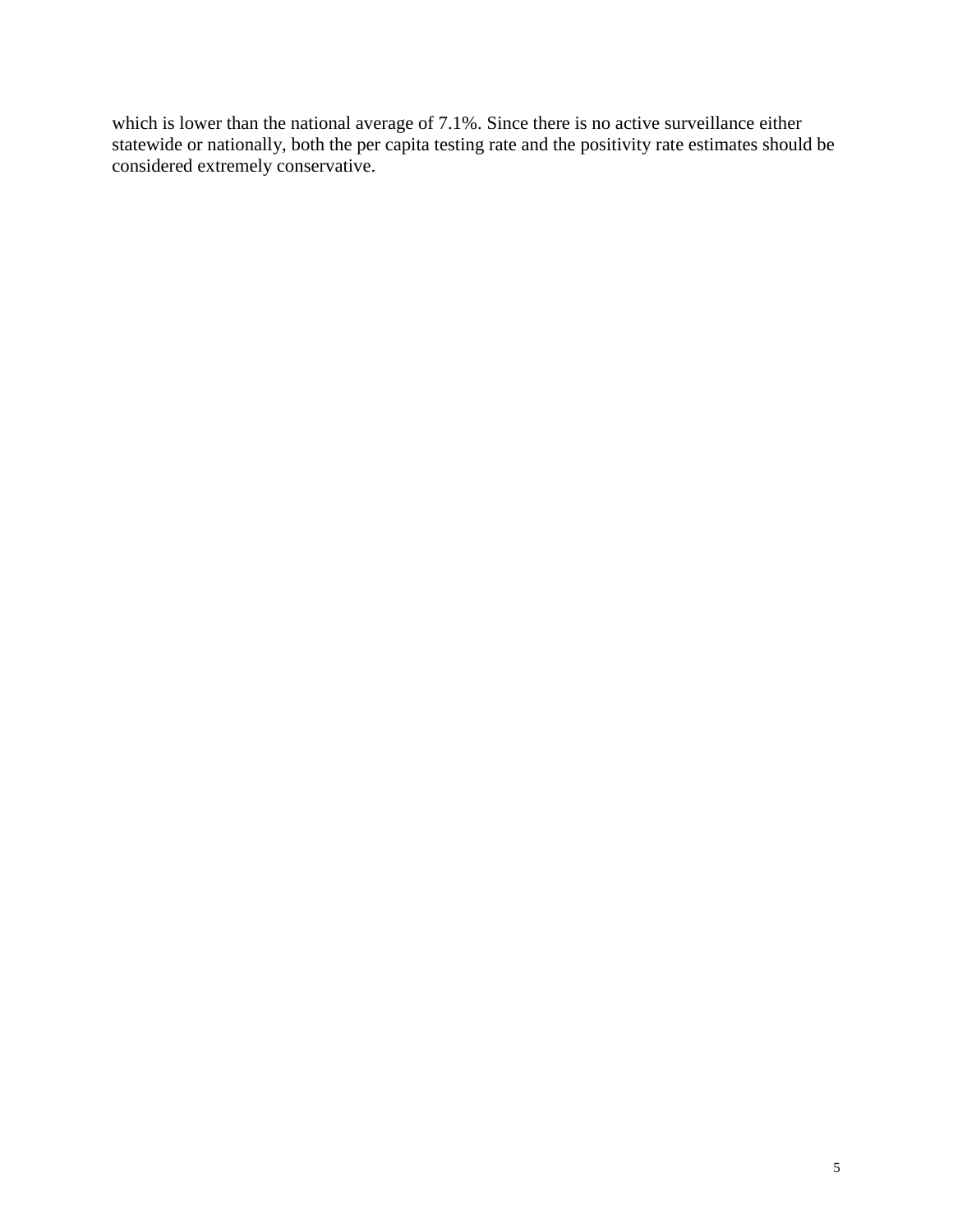which is lower than the national average of 7.1%. Since there is no active surveillance either statewide or nationally, both the per capita testing rate and the positivity rate estimates should be considered extremely conservative.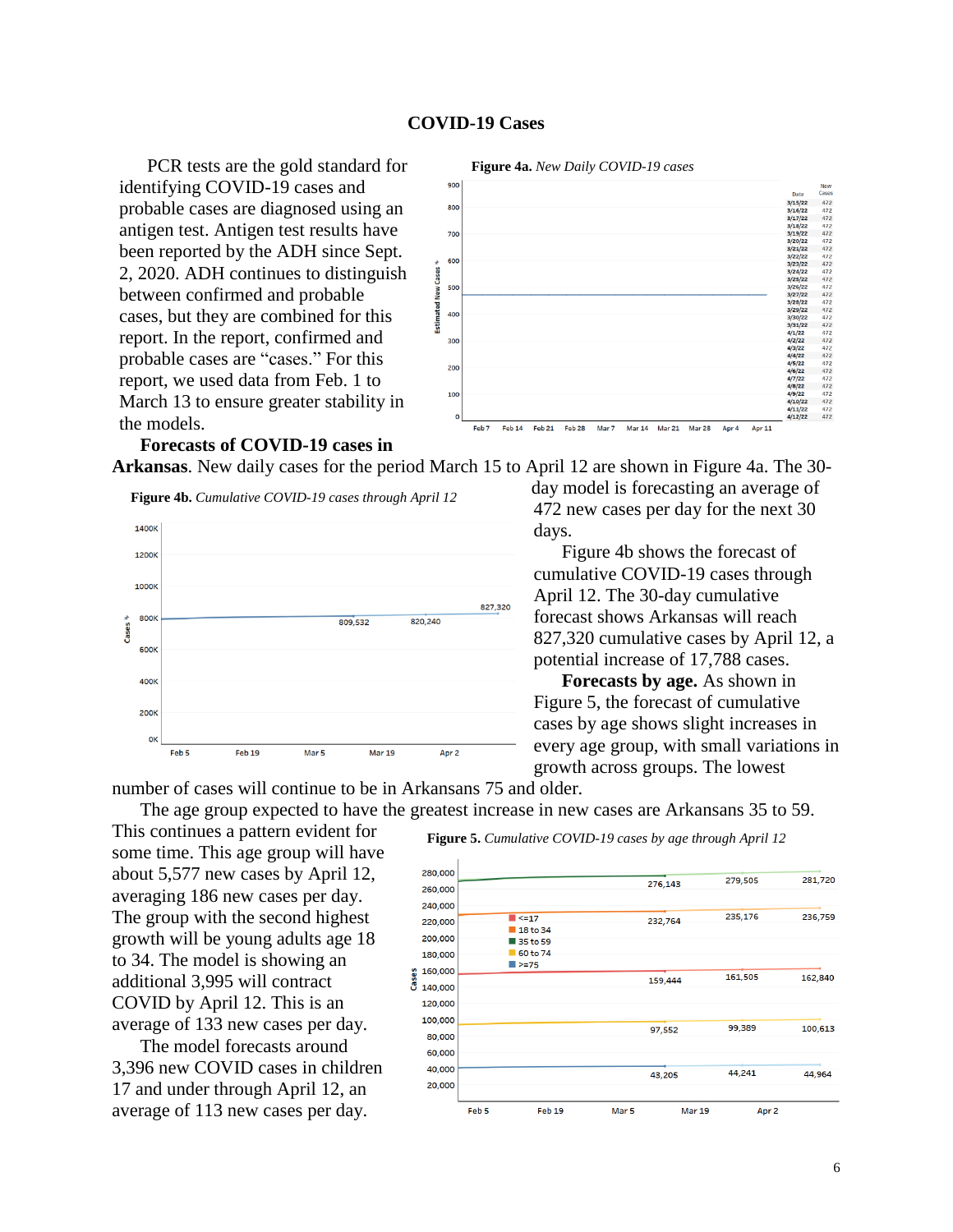## COVID-19 Cases

PCR tests are the gold standard for identifying COVID-19 cases and probable cases are diagnosed using an antigen test. Antigen test results have been reported by the ADH since Sept. 2, 2020. ADH continues to distinguish between confirmed and probable cases, but they are combined for this report. In the report, confirmed and probable cases are "cases." For this report, we used data from Feb. 1 to March 13 to ensure greater stability in the models.

**Figure 4a.** *New Daily COVID-19 cases*

| Date | New Cases |
|---|---|
| 3/15/22 | 472 |
| 3/16/22 | 472 |
| 3/17/22 | 472 |
| 3/18/22 | 472 |
| 3/19/22 | 472 |
| 3/20/22 | 472 |
| 3/21/22 | 472 |
| 3/22/22 | 472 |
| 3/23/22 | 472 |
| 3/24/22 | 472 |
| 3/25/22 | 472 |
| 3/26/22 | 472 |
| 3/27/22 | 472 |
| 3/28/22 | 472 |
| 3/29/22 | 472 |
| 3/30/22 | 472 |
| 3/31/22 | 472 |
| 4/1/22 | 472 |
| 4/2/22 | 472 |
| 4/3/22 | 472 |
| 4/4/22 | 472 |
| 4/5/22 | 472 |
| 4/6/22 | 472 |
| 4/7/22 | 472 |
| 4/8/22 | 472 |
| 4/9/22 | 472 |
| 4/10/22 | 472 |
| 4/11/22 | 472 |
| 4/12/22 | 472 |

**Forecasts of COVID-19 cases in Arkansas**. New daily cases for the period March 15 to April 12 are shown in Figure 4a. The 30-day model is forecasting an average of 472 new cases per day for the next 30 days.

**Figure 4b.** *Cumulative COVID-19 cases through April 12*

Figure 4b shows the forecast of cumulative COVID-19 cases through April 12. The 30-day cumulative forecast shows Arkansas will reach 827,320 cumulative cases by April 12, a potential increase of 17,788 cases.

**Forecasts by age.** As shown in Figure 5, the forecast of cumulative cases by age shows slight increases in every age group, with small variations in growth across groups. The lowest number of cases will continue to be in Arkansans 75 and older.

The age group expected to have the greatest increase in new cases are Arkansans 35 to 59. This continues a pattern evident for some time. This age group will have about 5,577 new cases by April 12, averaging 186 new cases per day. The group with the second highest growth will be young adults age 18 to 34. The model is showing an additional 3,995 will contract COVID by April 12. This is an average of 133 new cases per day.

The model forecasts around 3,396 new COVID cases in children 17 and under through April 12, an average of 113 new cases per day.

**Figure 5.** *Cumulative COVID-19 cases by age through April 12*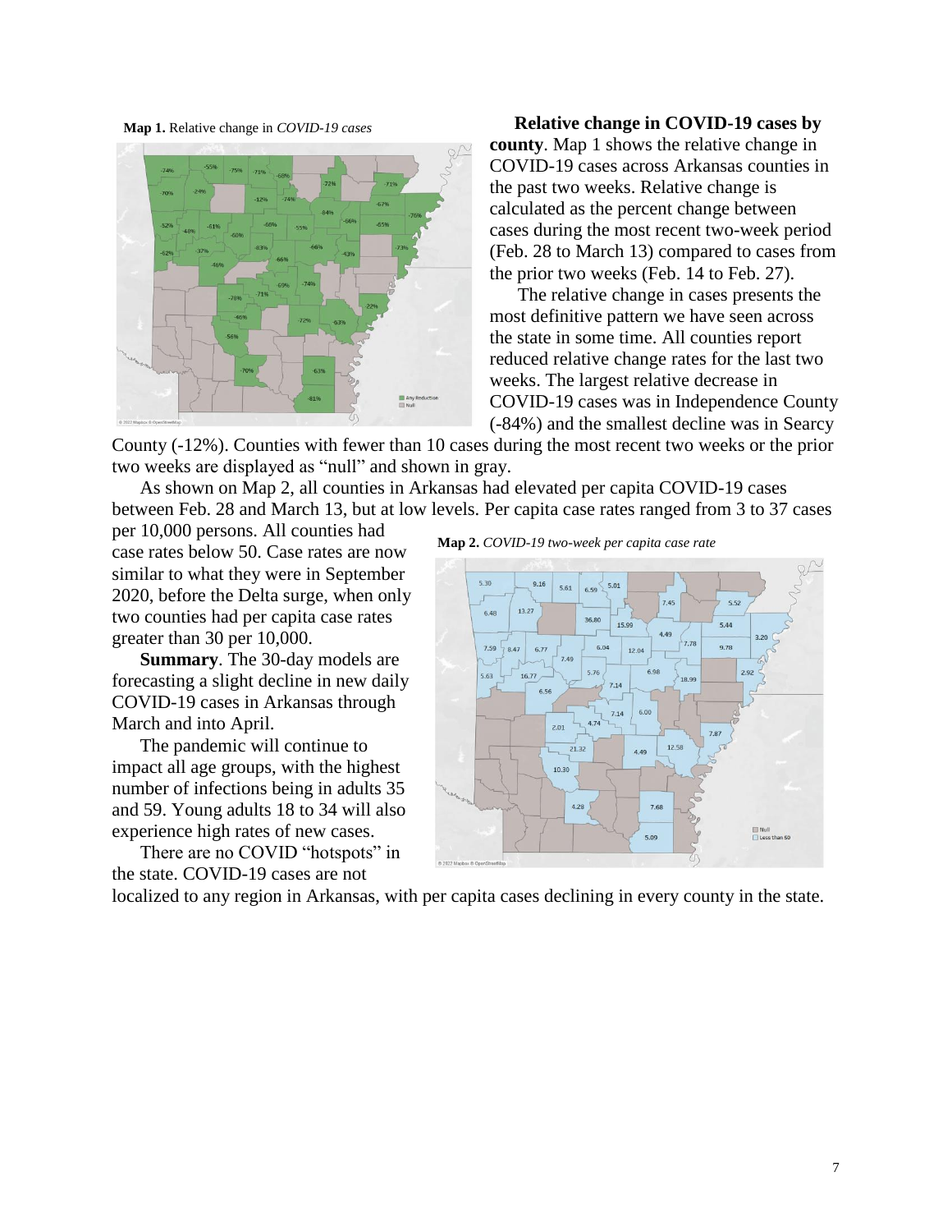**Map 1.** Relative change in *COVID-19 cases*

**Relative change in COVID-19 cases by county**. Map 1 shows the relative change in COVID-19 cases across Arkansas counties in the past two weeks. Relative change is calculated as the percent change between cases during the most recent two-week period (Feb. 28 to March 13) compared to cases from the prior two weeks (Feb. 14 to Feb. 27).

The relative change in cases presents the most definitive pattern we have seen across the state in some time. All counties report reduced relative change rates for the last two weeks. The largest relative decrease in COVID-19 cases was in Independence County (-84%) and the smallest decline was in Searcy County (-12%). Counties with fewer than 10 cases during the most recent two weeks or the prior two weeks are displayed as "null" and shown in gray.

As shown on Map 2, all counties in Arkansas had elevated per capita COVID-19 cases between Feb. 28 and March 13, but at low levels. Per capita case rates ranged from 3 to 37 cases per 10,000 persons. All counties had case rates below 50. Case rates are now similar to what they were in September 2020, before the Delta surge, when only two counties had per capita case rates greater than 30 per 10,000.

**Map 2.** *COVID-19 two-week per capita case rate*

**Summary**. The 30-day models are forecasting a slight decline in new daily COVID-19 cases in Arkansas through March and into April.

The pandemic will continue to impact all age groups, with the highest number of infections being in adults 35 and 59. Young adults 18 to 34 will also experience high rates of new cases.

There are no COVID "hotspots" in the state. COVID-19 cases are not localized to any region in Arkansas, with per capita cases declining in every county in the state.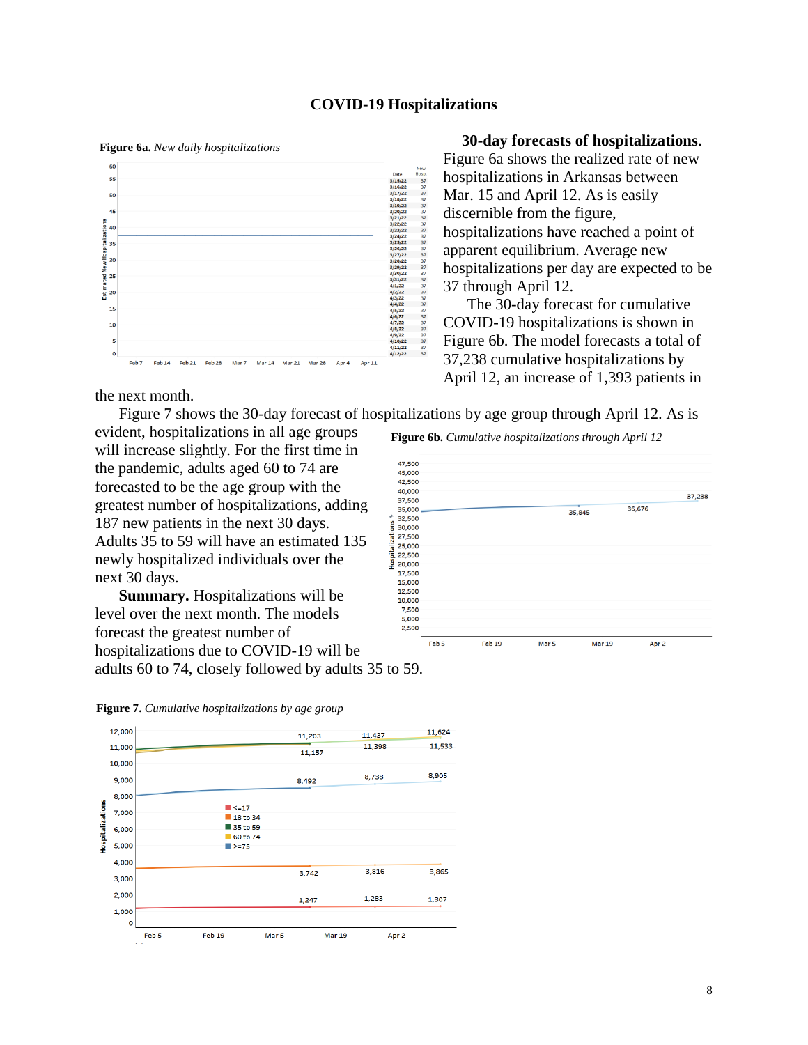## COVID-19 Hospitalizations

**Figure 6a.** *New daily hospitalizations*

**30-day forecasts of hospitalizations.** Figure 6a shows the realized rate of new hospitalizations in Arkansas between Mar. 15 and April 12. As is easily discernible from the figure, hospitalizations have reached a point of apparent equilibrium. Average new hospitalizations per day are expected to be 37 through April 12.

The 30-day forecast for cumulative COVID-19 hospitalizations is shown in Figure 6b. The model forecasts a total of 37,238 cumulative hospitalizations by April 12, an increase of 1,393 patients in the next month.

Figure 7 shows the 30-day forecast of hospitalizations by age group through April 12. As is evident, hospitalizations in all age groups will increase slightly. For the first time in the pandemic, adults aged 60 to 74 are forecasted to be the age group with the greatest number of hospitalizations, adding 187 new patients in the next 30 days. Adults 35 to 59 will have an estimated 135 newly hospitalized individuals over the next 30 days.

**Figure 6b.** *Cumulative hospitalizations through April 12*

**Summary.** Hospitalizations will be level over the next month. The models forecast the greatest number of hospitalizations due to COVID-19 will be adults 60 to 74, closely followed by adults 35 to 59.

**Figure 7.** *Cumulative hospitalizations by age group*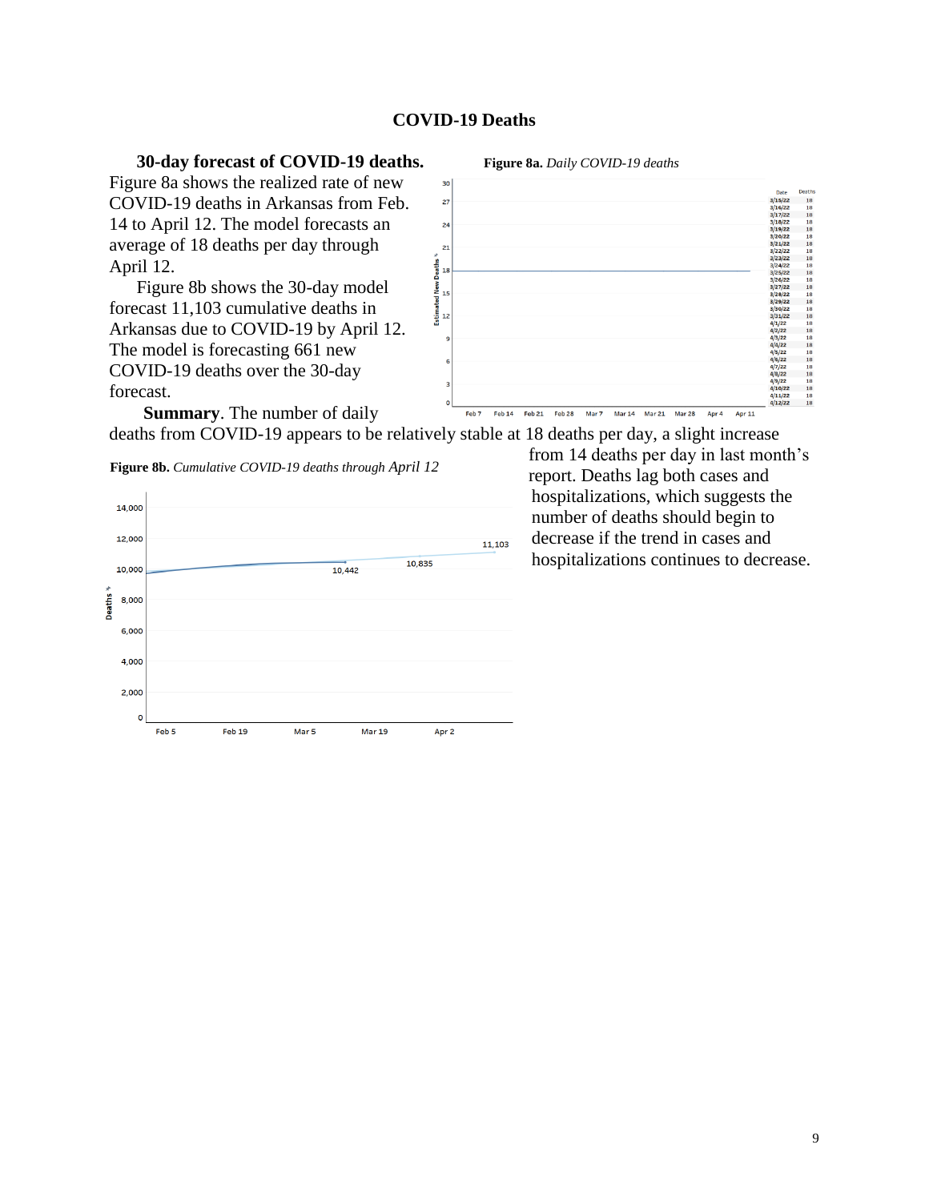## COVID-19 Deaths

**30-day forecast of COVID-19 deaths.** Figure 8a shows the realized rate of new COVID-19 deaths in Arkansas from Feb. 14 to April 12. The model forecasts an average of 18 deaths per day through April 12.

Figure 8b shows the 30-day model forecast 11,103 cumulative deaths in Arkansas due to COVID-19 by April 12. The model is forecasting 661 new COVID-19 deaths over the 30-day forecast.

**Summary**. The number of daily deaths from COVID-19 appears to be relatively stable at 18 deaths per day, a slight increase from 14 deaths per day in last month's report. Deaths lag both cases and hospitalizations, which suggests the number of deaths should begin to decrease if the trend in cases and hospitalizations continues to decrease.

**Figure 8a.** *Daily COVID-19 deaths*

Estimated New Deaths

30
27
24
21
18
15
12
9
6
3
0

Feb 7 Feb 14 Feb 21 Feb 28 Mar 7 Mar 14 Mar 21 Mar 28 Apr 4 Apr 11

Date Deaths
3/15/22 18
3/16/22 18
3/17/22 18
3/18/22 18
3/19/22 18
3/20/22 18
3/21/22 18
3/22/22 18
3/23/22 18
3/24/22 18
3/25/22 18
3/26/22 18
3/27/22 18
3/28/22 18
3/29/22 18
3/30/22 18
3/31/22 18
4/1/22 18
4/2/22 18
4/3/22 18
4/4/22 18
4/5/22 18
4/6/22 18
4/7/22 18
4/8/22 18
4/9/22 18
4/10/22 18
4/11/22 18
4/12/22 18

**Figure 8b.** *Cumulative COVID-19 deaths through April 12*

Deaths

14,000
12,000
10,000
8,000
6,000
4,000
2,000
0

10,442
10,835
11,103

Feb 5 Feb 19 Mar 5 Mar 19 Apr 2